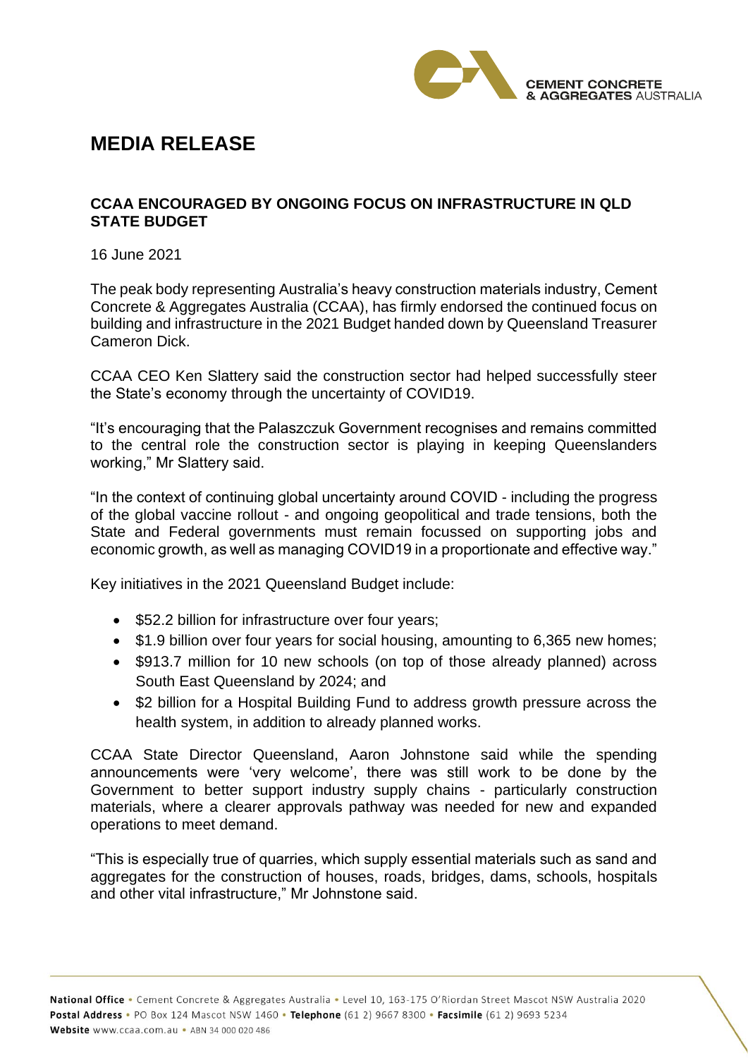# MEDIA RELEASE

## CCAA ENCOURAGED BY ONGOING FOCUS ON INFRASTRUCTURE IN QLD STATE BUDGET

16 June 2021

The peak body representing Australia's heavy construction materials industry, Cement Concrete & Aggregates Australia (CCAA), has firmly endorsed the continued focus on building and infrastructure in the 2021 Budget handed down by Queensland Treasurer Cameron Dick.

CCAA CEO Ken Slattery said the construction sector had helped successfully steer the State's economy through the uncertainty of COVID19.

"It's encouraging that the Palaszczuk Government recognises and remains committed to the central role the construction sector is playing in keeping Queenslanders working," Mr Slattery said.

"In the context of continuing global uncertainty around COVID - including the progress of the global vaccine rollout - and ongoing geopolitical and trade tensions, both the State and Federal governments must remain focussed on supporting jobs and economic growth, as well as managing COVID19 in a proportionate and effective way."

Key initiatives in the 2021 Queensland Budget include:

- $52.2 billion for infrastructure over four years;
- $1.9 billion over four years for social housing, amounting to 6,365 new homes;
- $913.7 million for 10 new schools (on top of those already planned) across South East Queensland by 2024; and
- $2 billion for a Hospital Building Fund to address growth pressure across the health system, in addition to already planned works.

CCAA State Director Queensland, Aaron Johnstone said while the spending announcements were 'very welcome', there was still work to be done by the Government to better support industry supply chains - particularly construction materials, where a clearer approvals pathway was needed for new and expanded operations to meet demand.

"This is especially true of quarries, which supply essential materials such as sand and aggregates for the construction of houses, roads, bridges, dams, schools, hospitals and other vital infrastructure," Mr Johnstone said.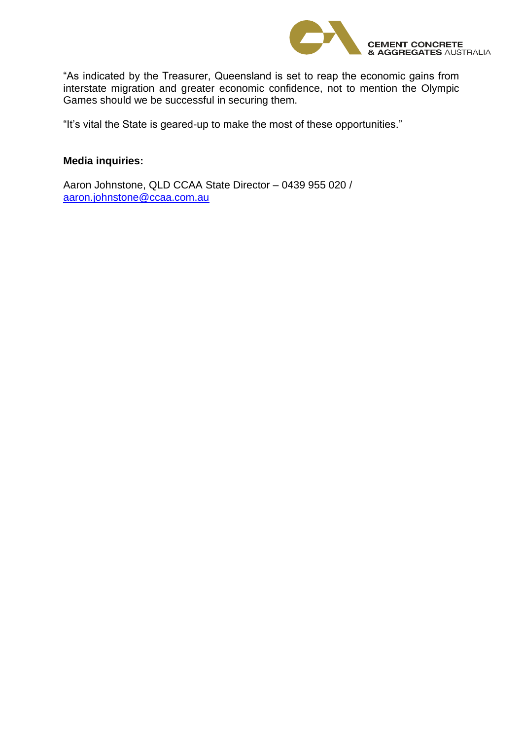"As indicated by the Treasurer, Queensland is set to reap the economic gains from interstate migration and greater economic confidence, not to mention the Olympic Games should we be successful in securing them.

"It's vital the State is geared-up to make the most of these opportunities."

**Media inquiries:**

Aaron Johnstone, QLD CCAA State Director – 0439 955 020 / aaron.johnstone@ccaa.com.au